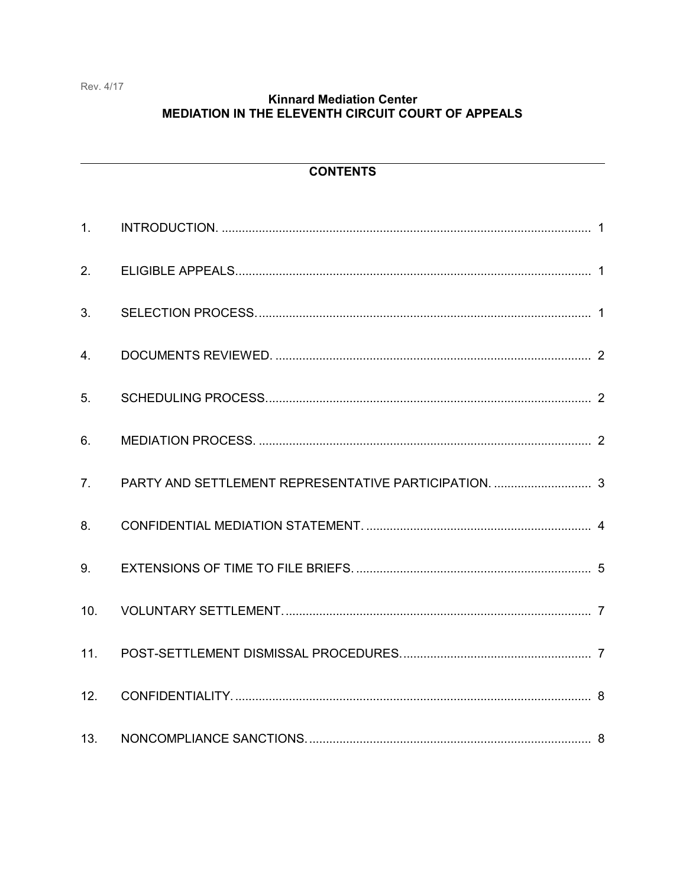Rev. 4/17

# Kinnard Mediation Center
# MEDIATION IN THE ELEVENTH CIRCUIT COURT OF APPEALS

## CONTENTS

| | | |
|---|---|---|
| 1. | INTRODUCTION. | 1 |
| 2. | ELIGIBLE APPEALS. | 1 |
| 3. | SELECTION PROCESS. | 1 |
| 4. | DOCUMENTS REVIEWED. | 2 |
| 5. | SCHEDULING PROCESS. | 2 |
| 6. | MEDIATION PROCESS. | 2 |
| 7. | PARTY AND SETTLEMENT REPRESENTATIVE PARTICIPATION. | 3 |
| 8. | CONFIDENTIAL MEDIATION STATEMENT. | 4 |
| 9. | EXTENSIONS OF TIME TO FILE BRIEFS. | 5 |
| 10. | VOLUNTARY SETTLEMENT. | 7 |
| 11. | POST-SETTLEMENT DISMISSAL PROCEDURES. | 7 |
| 12. | CONFIDENTIALITY. | 8 |
| 13. | NONCOMPLIANCE SANCTIONS. | 8 |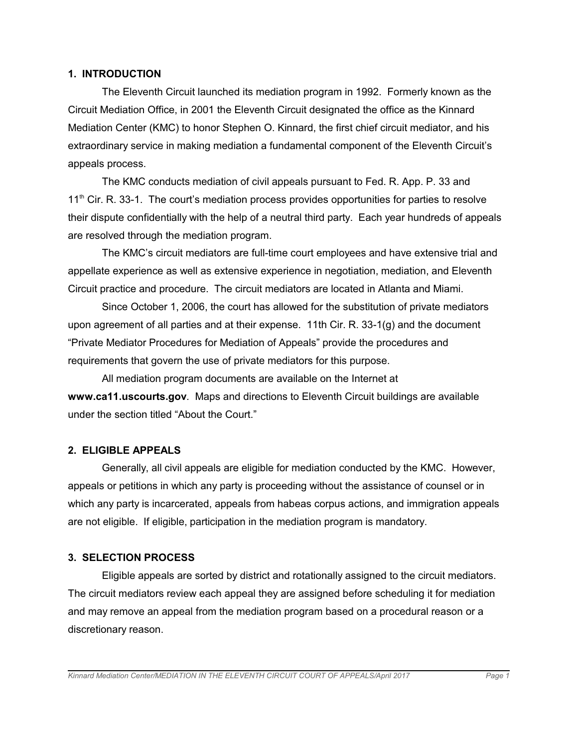## 1. INTRODUCTION

The Eleventh Circuit launched its mediation program in 1992. Formerly known as the Circuit Mediation Office, in 2001 the Eleventh Circuit designated the office as the Kinnard Mediation Center (KMC) to honor Stephen O. Kinnard, the first chief circuit mediator, and his extraordinary service in making mediation a fundamental component of the Eleventh Circuit's appeals process.

The KMC conducts mediation of civil appeals pursuant to Fed. R. App. P. 33 and 11th Cir. R. 33-1. The court's mediation process provides opportunities for parties to resolve their dispute confidentially with the help of a neutral third party. Each year hundreds of appeals are resolved through the mediation program.

The KMC's circuit mediators are full-time court employees and have extensive trial and appellate experience as well as extensive experience in negotiation, mediation, and Eleventh Circuit practice and procedure. The circuit mediators are located in Atlanta and Miami.

Since October 1, 2006, the court has allowed for the substitution of private mediators upon agreement of all parties and at their expense. 11th Cir. R. 33-1(g) and the document "Private Mediator Procedures for Mediation of Appeals" provide the procedures and requirements that govern the use of private mediators for this purpose.

All mediation program documents are available on the Internet at **www.ca11.uscourts.gov**. Maps and directions to Eleventh Circuit buildings are available under the section titled "About the Court."

## 2. ELIGIBLE APPEALS

Generally, all civil appeals are eligible for mediation conducted by the KMC. However, appeals or petitions in which any party is proceeding without the assistance of counsel or in which any party is incarcerated, appeals from habeas corpus actions, and immigration appeals are not eligible. If eligible, participation in the mediation program is mandatory.

## 3. SELECTION PROCESS

Eligible appeals are sorted by district and rotationally assigned to the circuit mediators. The circuit mediators review each appeal they are assigned before scheduling it for mediation and may remove an appeal from the mediation program based on a procedural reason or a discretionary reason.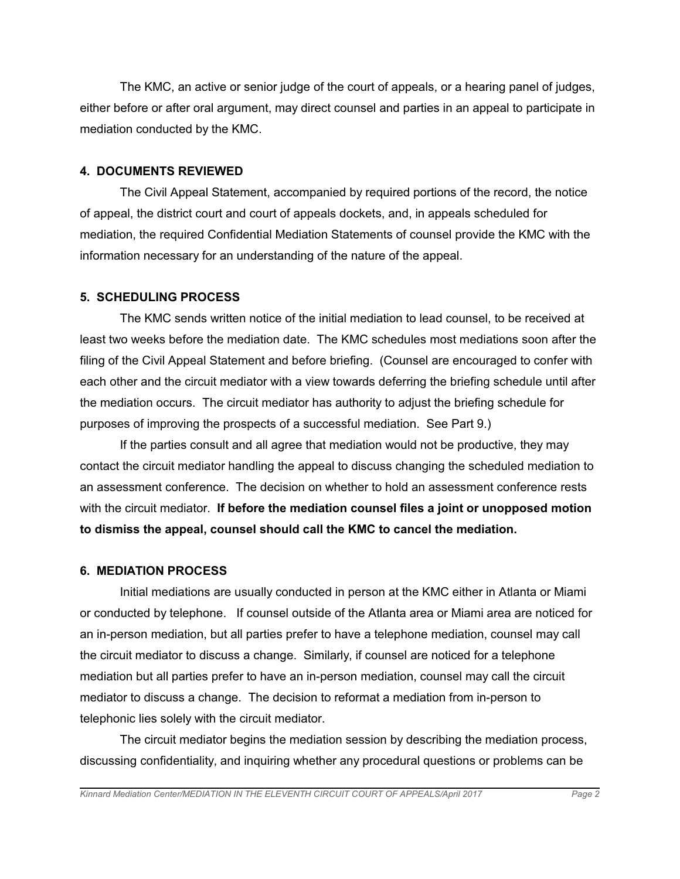The KMC, an active or senior judge of the court of appeals, or a hearing panel of judges, either before or after oral argument, may direct counsel and parties in an appeal to participate in mediation conducted by the KMC.

## 4. DOCUMENTS REVIEWED

The Civil Appeal Statement, accompanied by required portions of the record, the notice of appeal, the district court and court of appeals dockets, and, in appeals scheduled for mediation, the required Confidential Mediation Statements of counsel provide the KMC with the information necessary for an understanding of the nature of the appeal.

## 5. SCHEDULING PROCESS

The KMC sends written notice of the initial mediation to lead counsel, to be received at least two weeks before the mediation date. The KMC schedules most mediations soon after the filing of the Civil Appeal Statement and before briefing. (Counsel are encouraged to confer with each other and the circuit mediator with a view towards deferring the briefing schedule until after the mediation occurs. The circuit mediator has authority to adjust the briefing schedule for purposes of improving the prospects of a successful mediation. See Part 9.)

If the parties consult and all agree that mediation would not be productive, they may contact the circuit mediator handling the appeal to discuss changing the scheduled mediation to an assessment conference. The decision on whether to hold an assessment conference rests with the circuit mediator. **If before the mediation counsel files a joint or unopposed motion to dismiss the appeal, counsel should call the KMC to cancel the mediation.**

## 6. MEDIATION PROCESS

Initial mediations are usually conducted in person at the KMC either in Atlanta or Miami or conducted by telephone. If counsel outside of the Atlanta area or Miami area are noticed for an in-person mediation, but all parties prefer to have a telephone mediation, counsel may call the circuit mediator to discuss a change. Similarly, if counsel are noticed for a telephone mediation but all parties prefer to have an in-person mediation, counsel may call the circuit mediator to discuss a change. The decision to reformat a mediation from in-person to telephonic lies solely with the circuit mediator.

The circuit mediator begins the mediation session by describing the mediation process, discussing confidentiality, and inquiring whether any procedural questions or problems can be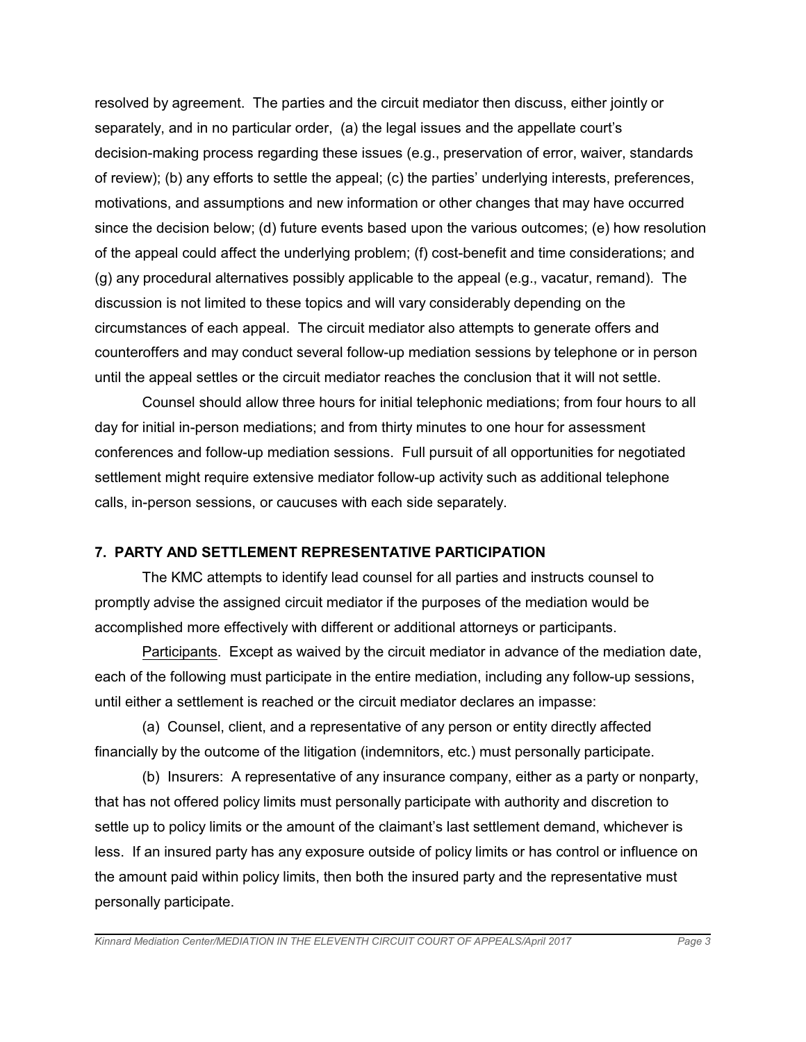resolved by agreement. The parties and the circuit mediator then discuss, either jointly or separately, and in no particular order, (a) the legal issues and the appellate court's decision-making process regarding these issues (e.g., preservation of error, waiver, standards of review); (b) any efforts to settle the appeal; (c) the parties' underlying interests, preferences, motivations, and assumptions and new information or other changes that may have occurred since the decision below; (d) future events based upon the various outcomes; (e) how resolution of the appeal could affect the underlying problem; (f) cost-benefit and time considerations; and (g) any procedural alternatives possibly applicable to the appeal (e.g., vacatur, remand). The discussion is not limited to these topics and will vary considerably depending on the circumstances of each appeal. The circuit mediator also attempts to generate offers and counteroffers and may conduct several follow-up mediation sessions by telephone or in person until the appeal settles or the circuit mediator reaches the conclusion that it will not settle.

Counsel should allow three hours for initial telephonic mediations; from four hours to all day for initial in-person mediations; and from thirty minutes to one hour for assessment conferences and follow-up mediation sessions. Full pursuit of all opportunities for negotiated settlement might require extensive mediator follow-up activity such as additional telephone calls, in-person sessions, or caucuses with each side separately.

## 7. PARTY AND SETTLEMENT REPRESENTATIVE PARTICIPATION

The KMC attempts to identify lead counsel for all parties and instructs counsel to promptly advise the assigned circuit mediator if the purposes of the mediation would be accomplished more effectively with different or additional attorneys or participants.

Participants. Except as waived by the circuit mediator in advance of the mediation date, each of the following must participate in the entire mediation, including any follow-up sessions, until either a settlement is reached or the circuit mediator declares an impasse:

(a) Counsel, client, and a representative of any person or entity directly affected financially by the outcome of the litigation (indemnitors, etc.) must personally participate.

(b) Insurers: A representative of any insurance company, either as a party or nonparty, that has not offered policy limits must personally participate with authority and discretion to settle up to policy limits or the amount of the claimant's last settlement demand, whichever is less. If an insured party has any exposure outside of policy limits or has control or influence on the amount paid within policy limits, then both the insured party and the representative must personally participate.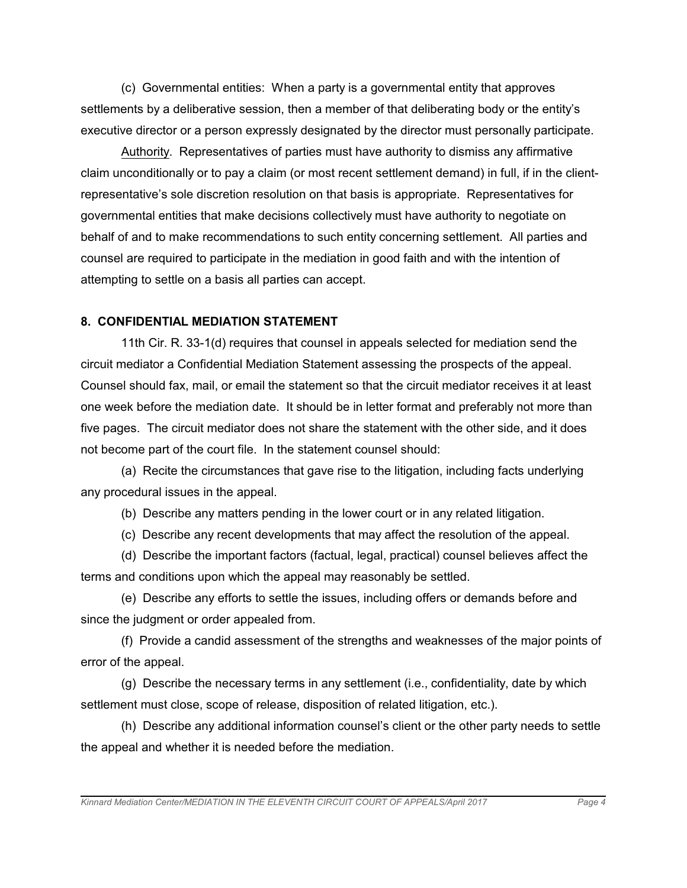(c) Governmental entities: When a party is a governmental entity that approves settlements by a deliberative session, then a member of that deliberating body or the entity's executive director or a person expressly designated by the director must personally participate.

Authority. Representatives of parties must have authority to dismiss any affirmative claim unconditionally or to pay a claim (or most recent settlement demand) in full, if in the client-representative's sole discretion resolution on that basis is appropriate. Representatives for governmental entities that make decisions collectively must have authority to negotiate on behalf of and to make recommendations to such entity concerning settlement. All parties and counsel are required to participate in the mediation in good faith and with the intention of attempting to settle on a basis all parties can accept.

**8. CONFIDENTIAL MEDIATION STATEMENT**

11th Cir. R. 33-1(d) requires that counsel in appeals selected for mediation send the circuit mediator a Confidential Mediation Statement assessing the prospects of the appeal. Counsel should fax, mail, or email the statement so that the circuit mediator receives it at least one week before the mediation date. It should be in letter format and preferably not more than five pages. The circuit mediator does not share the statement with the other side, and it does not become part of the court file. In the statement counsel should:

(a) Recite the circumstances that gave rise to the litigation, including facts underlying any procedural issues in the appeal.

(b) Describe any matters pending in the lower court or in any related litigation.

(c) Describe any recent developments that may affect the resolution of the appeal.

(d) Describe the important factors (factual, legal, practical) counsel believes affect the terms and conditions upon which the appeal may reasonably be settled.

(e) Describe any efforts to settle the issues, including offers or demands before and since the judgment or order appealed from.

(f) Provide a candid assessment of the strengths and weaknesses of the major points of error of the appeal.

(g) Describe the necessary terms in any settlement (i.e., confidentiality, date by which settlement must close, scope of release, disposition of related litigation, etc.).

(h) Describe any additional information counsel's client or the other party needs to settle the appeal and whether it is needed before the mediation.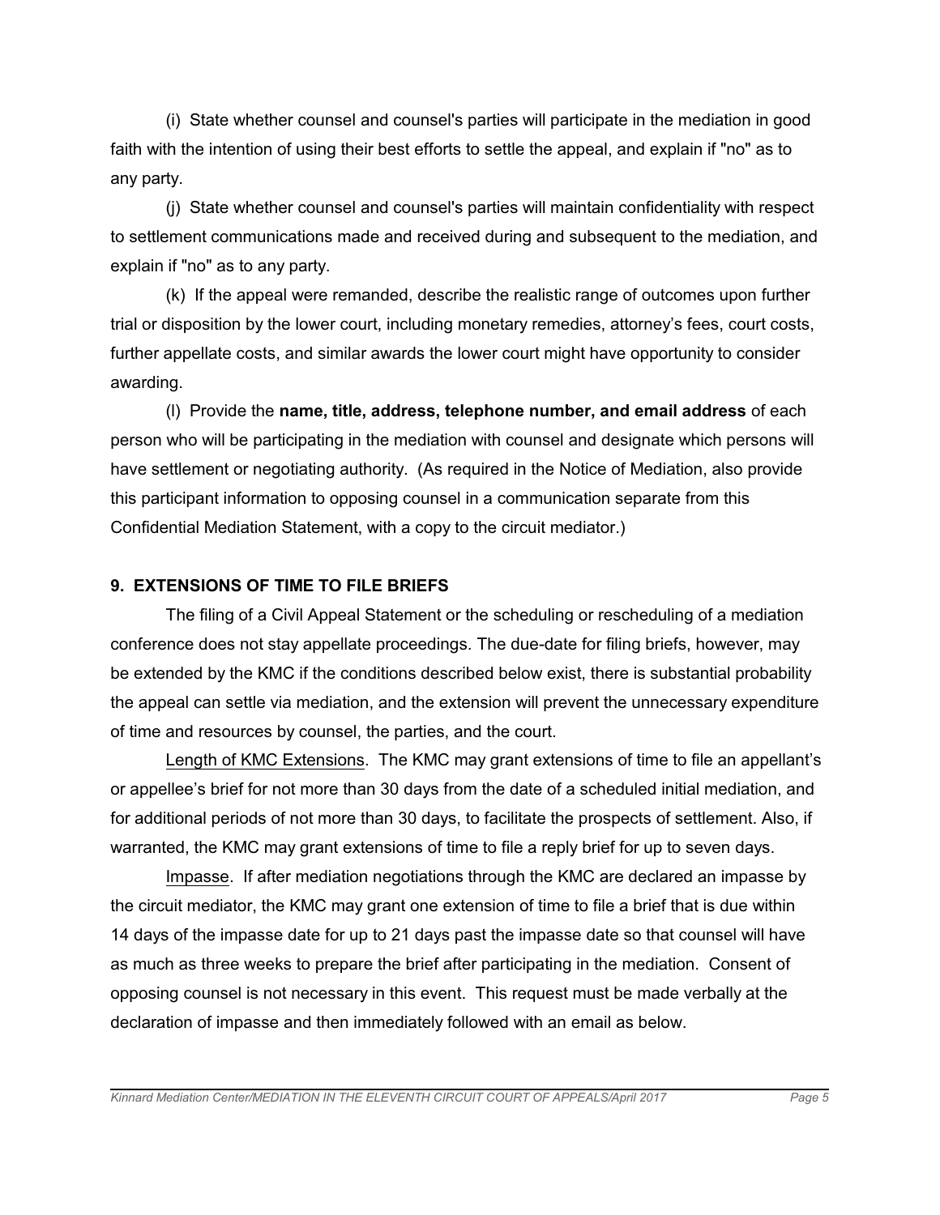(i) State whether counsel and counsel's parties will participate in the mediation in good faith with the intention of using their best efforts to settle the appeal, and explain if "no" as to any party.

(j) State whether counsel and counsel's parties will maintain confidentiality with respect to settlement communications made and received during and subsequent to the mediation, and explain if "no" as to any party.

(k) If the appeal were remanded, describe the realistic range of outcomes upon further trial or disposition by the lower court, including monetary remedies, attorney's fees, court costs, further appellate costs, and similar awards the lower court might have opportunity to consider awarding.

(l) Provide the **name, title, address, telephone number, and email address** of each person who will be participating in the mediation with counsel and designate which persons will have settlement or negotiating authority. (As required in the Notice of Mediation, also provide this participant information to opposing counsel in a communication separate from this Confidential Mediation Statement, with a copy to the circuit mediator.)

## 9. EXTENSIONS OF TIME TO FILE BRIEFS

The filing of a Civil Appeal Statement or the scheduling or rescheduling of a mediation conference does not stay appellate proceedings. The due-date for filing briefs, however, may be extended by the KMC if the conditions described below exist, there is substantial probability the appeal can settle via mediation, and the extension will prevent the unnecessary expenditure of time and resources by counsel, the parties, and the court.

Length of KMC Extensions. The KMC may grant extensions of time to file an appellant's or appellee's brief for not more than 30 days from the date of a scheduled initial mediation, and for additional periods of not more than 30 days, to facilitate the prospects of settlement. Also, if warranted, the KMC may grant extensions of time to file a reply brief for up to seven days.

Impasse. If after mediation negotiations through the KMC are declared an impasse by the circuit mediator, the KMC may grant one extension of time to file a brief that is due within 14 days of the impasse date for up to 21 days past the impasse date so that counsel will have as much as three weeks to prepare the brief after participating in the mediation. Consent of opposing counsel is not necessary in this event. This request must be made verbally at the declaration of impasse and then immediately followed with an email as below.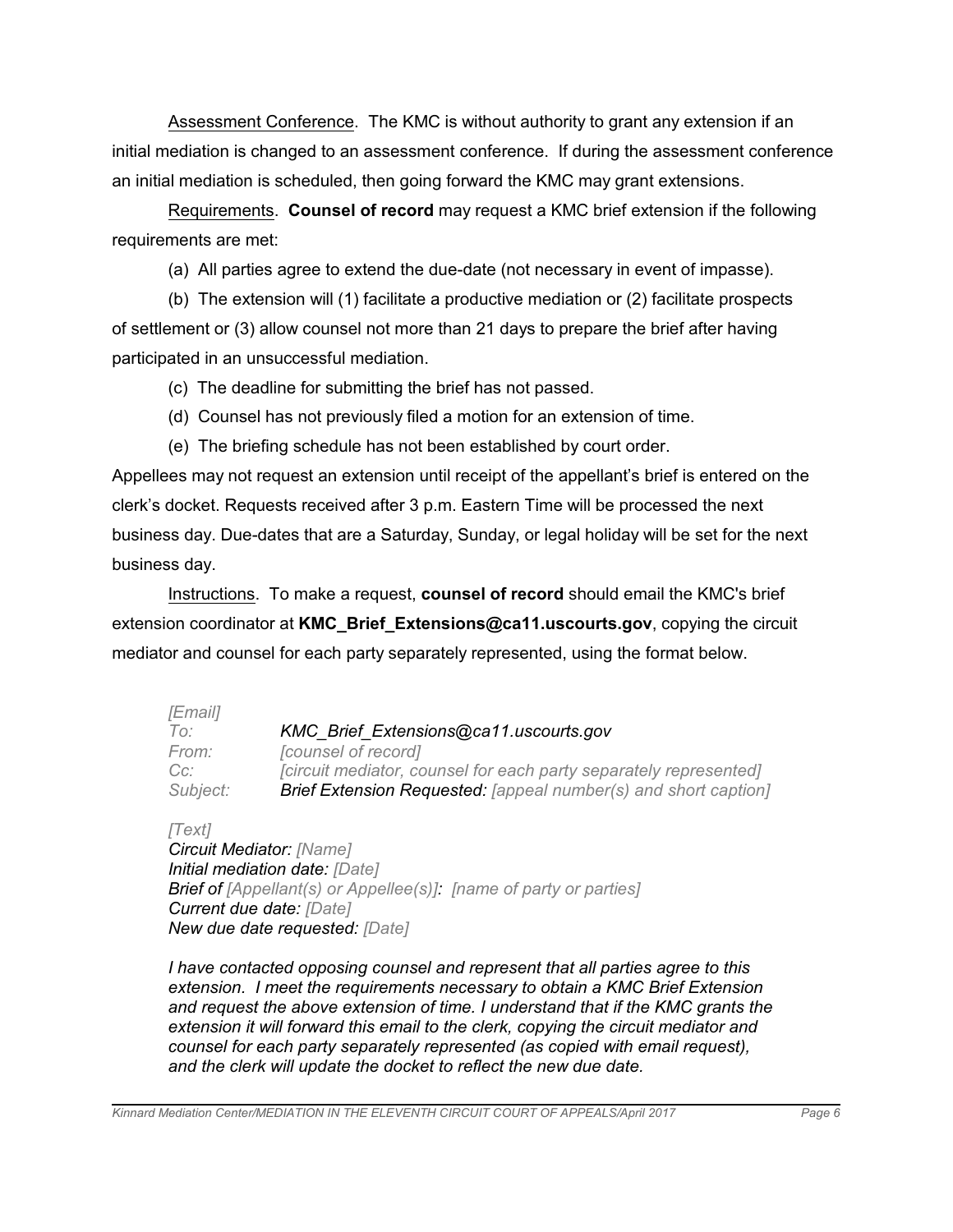Assessment Conference. The KMC is without authority to grant any extension if an initial mediation is changed to an assessment conference. If during the assessment conference an initial mediation is scheduled, then going forward the KMC may grant extensions.

Requirements. **Counsel of record** may request a KMC brief extension if the following requirements are met:

(a) All parties agree to extend the due-date (not necessary in event of impasse).

(b) The extension will (1) facilitate a productive mediation or (2) facilitate prospects of settlement or (3) allow counsel not more than 21 days to prepare the brief after having participated in an unsuccessful mediation.

(c) The deadline for submitting the brief has not passed.

(d) Counsel has not previously filed a motion for an extension of time.

(e) The briefing schedule has not been established by court order.

Appellees may not request an extension until receipt of the appellant's brief is entered on the clerk's docket. Requests received after 3 p.m. Eastern Time will be processed the next business day. Due-dates that are a Saturday, Sunday, or legal holiday will be set for the next business day.

Instructions. To make a request, **counsel of record** should email the KMC's brief extension coordinator at **KMC_Brief_Extensions@ca11.uscourts.gov**, copying the circuit mediator and counsel for each party separately represented, using the format below.

*[Email]*
*To:* ***KMC_Brief_Extensions@ca11.uscourts.gov***
*From:* *[counsel of record]*
*Cc:* *[circuit mediator, counsel for each party separately represented]*
*Subject:* ***Brief Extension Requested:*** *[appeal number(s) and short caption]*

*[Text]*
***Circuit Mediator:*** *[Name]*
***Initial mediation date:*** *[Date]*
***Brief of*** *[Appellant(s) or Appellee(s)]**:** *[name of party or parties]*
***Current due date:*** *[Date]*
***New due date requested:*** *[Date]*

*I have contacted opposing counsel and represent that all parties agree to this extension. I meet the requirements necessary to obtain a KMC Brief Extension and request the above extension of time. I understand that if the KMC grants the extension it will forward this email to the clerk, copying the circuit mediator and counsel for each party separately represented (as copied with email request), and the clerk will update the docket to reflect the new due date.*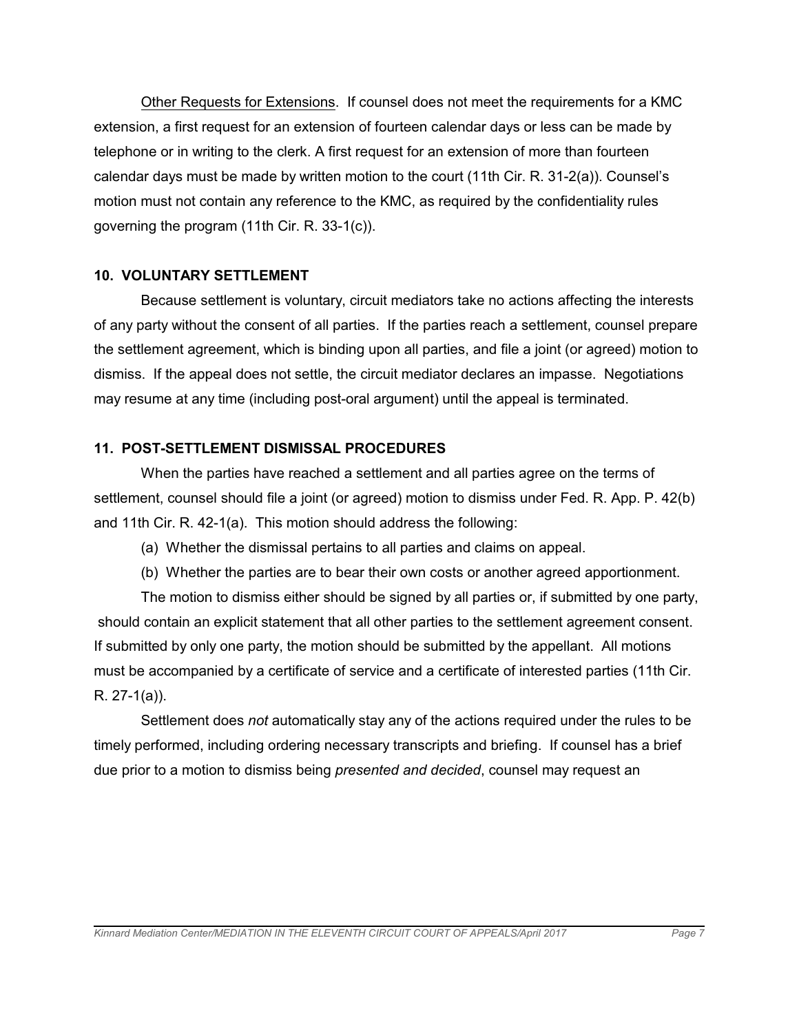Other Requests for Extensions. If counsel does not meet the requirements for a KMC extension, a first request for an extension of fourteen calendar days or less can be made by telephone or in writing to the clerk. A first request for an extension of more than fourteen calendar days must be made by written motion to the court (11th Cir. R. 31-2(a)). Counsel's motion must not contain any reference to the KMC, as required by the confidentiality rules governing the program (11th Cir. R. 33-1(c)).

## 10. VOLUNTARY SETTLEMENT

Because settlement is voluntary, circuit mediators take no actions affecting the interests of any party without the consent of all parties. If the parties reach a settlement, counsel prepare the settlement agreement, which is binding upon all parties, and file a joint (or agreed) motion to dismiss. If the appeal does not settle, the circuit mediator declares an impasse. Negotiations may resume at any time (including post-oral argument) until the appeal is terminated.

## 11. POST-SETTLEMENT DISMISSAL PROCEDURES

When the parties have reached a settlement and all parties agree on the terms of settlement, counsel should file a joint (or agreed) motion to dismiss under Fed. R. App. P. 42(b) and 11th Cir. R. 42-1(a). This motion should address the following:

(a) Whether the dismissal pertains to all parties and claims on appeal.

(b) Whether the parties are to bear their own costs or another agreed apportionment.

The motion to dismiss either should be signed by all parties or, if submitted by one party, should contain an explicit statement that all other parties to the settlement agreement consent. If submitted by only one party, the motion should be submitted by the appellant. All motions must be accompanied by a certificate of service and a certificate of interested parties (11th Cir. R. 27-1(a)).

Settlement does *not* automatically stay any of the actions required under the rules to be timely performed, including ordering necessary transcripts and briefing. If counsel has a brief due prior to a motion to dismiss being *presented and decided*, counsel may request an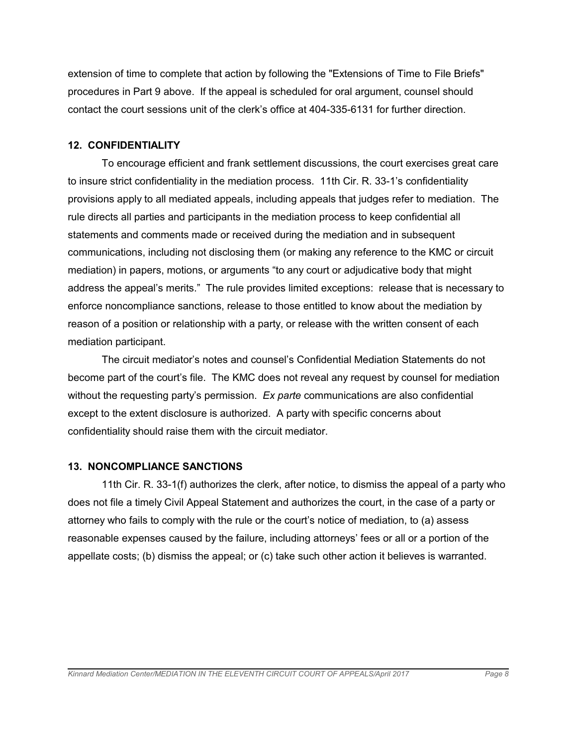extension of time to complete that action by following the "Extensions of Time to File Briefs" procedures in Part 9 above. If the appeal is scheduled for oral argument, counsel should contact the court sessions unit of the clerk's office at 404-335-6131 for further direction.

## 12. CONFIDENTIALITY

To encourage efficient and frank settlement discussions, the court exercises great care to insure strict confidentiality in the mediation process. 11th Cir. R. 33-1's confidentiality provisions apply to all mediated appeals, including appeals that judges refer to mediation. The rule directs all parties and participants in the mediation process to keep confidential all statements and comments made or received during the mediation and in subsequent communications, including not disclosing them (or making any reference to the KMC or circuit mediation) in papers, motions, or arguments "to any court or adjudicative body that might address the appeal's merits." The rule provides limited exceptions: release that is necessary to enforce noncompliance sanctions, release to those entitled to know about the mediation by reason of a position or relationship with a party, or release with the written consent of each mediation participant.

The circuit mediator's notes and counsel's Confidential Mediation Statements do not become part of the court's file. The KMC does not reveal any request by counsel for mediation without the requesting party's permission. *Ex parte* communications are also confidential except to the extent disclosure is authorized. A party with specific concerns about confidentiality should raise them with the circuit mediator.

## 13. NONCOMPLIANCE SANCTIONS

11th Cir. R. 33-1(f) authorizes the clerk, after notice, to dismiss the appeal of a party who does not file a timely Civil Appeal Statement and authorizes the court, in the case of a party or attorney who fails to comply with the rule or the court's notice of mediation, to (a) assess reasonable expenses caused by the failure, including attorneys' fees or all or a portion of the appellate costs; (b) dismiss the appeal; or (c) take such other action it believes is warranted.